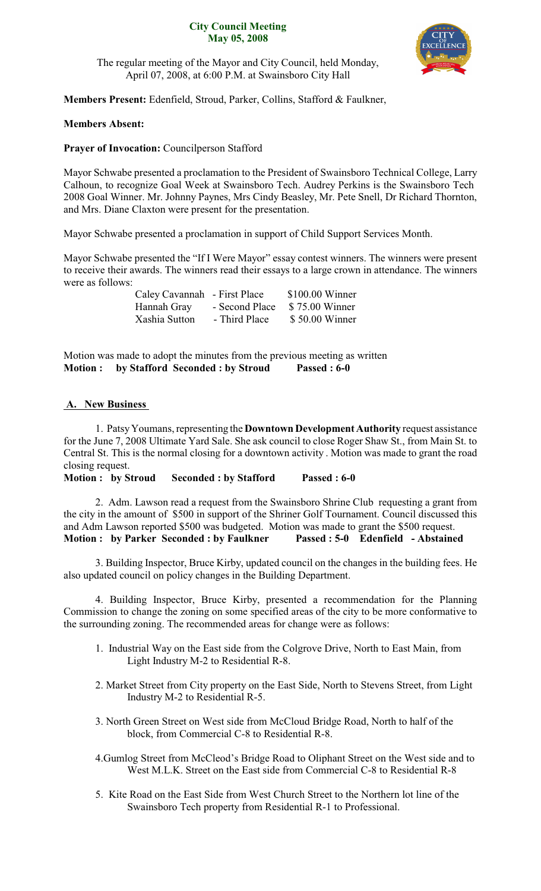**City Council Meeting**
**May 05, 2008**

The regular meeting of the Mayor and City Council, held Monday, April 07, 2008, at 6:00 P.M. at Swainsboro City Hall

**Members Present:** Edenfield, Stroud, Parker, Collins, Stafford & Faulkner,

**Members Absent:**

**Prayer of Invocation:** Councilperson Stafford

Mayor Schwabe presented a proclamation to the President of Swainsboro Technical College, Larry Calhoun, to recognize Goal Week at Swainsboro Tech. Audrey Perkins is the Swainsboro Tech 2008 Goal Winner. Mr. Johnny Paynes, Mrs Cindy Beasley, Mr. Pete Snell, Dr Richard Thornton, and Mrs. Diane Claxton were present for the presentation.

Mayor Schwabe presented a proclamation in support of Child Support Services Month.

Mayor Schwabe presented the "If I Were Mayor" essay contest winners. The winners were present to receive their awards. The winners read their essays to a large crown in attendance. The winners were as follows:

| | | |
|---|---|---|
| Caley Cavannah | - First Place | $100.00 Winner |
| Hannah Gray | - Second Place | $ 75.00 Winner |
| Xashia Sutton | - Third Place | $ 50.00 Winner |

Motion was made to adopt the minutes from the previous meeting as written
**Motion : by Stafford Seconded : by Stroud Passed : 6-0**

**A. New Business**

1. Patsy Youmans, representing the **Downtown Development Authority** request assistance for the June 7, 2008 Ultimate Yard Sale. She ask council to close Roger Shaw St., from Main St. to Central St. This is the normal closing for a downtown activity . Motion was made to grant the road closing request.
**Motion : by Stroud Seconded : by Stafford Passed : 6-0**

2. Adm. Lawson read a request from the Swainsboro Shrine Club requesting a grant from the city in the amount of $500 in support of the Shriner Golf Tournament. Council discussed this and Adm Lawson reported $500 was budgeted. Motion was made to grant the $500 request.
**Motion : by Parker Seconded : by Faulkner Passed : 5-0 Edenfield - Abstained**

3. Building Inspector, Bruce Kirby, updated council on the changes in the building fees. He also updated council on policy changes in the Building Department.

4. Building Inspector, Bruce Kirby, presented a recommendation for the Planning Commission to change the zoning on some specified areas of the city to be more conformative to the surrounding zoning. The recommended areas for change were as follows:

1. Industrial Way on the East side from the Colgrove Drive, North to East Main, from Light Industry M-2 to Residential R-8.
2. Market Street from City property on the East Side, North to Stevens Street, from Light Industry M-2 to Residential R-5.
3. North Green Street on West side from McCloud Bridge Road, North to half of the block, from Commercial C-8 to Residential R-8.
4. Gumlog Street from McCleod's Bridge Road to Oliphant Street on the West side and to West M.L.K. Street on the East side from Commercial C-8 to Residential R-8
5. Kite Road on the East Side from West Church Street to the Northern lot line of the Swainsboro Tech property from Residential R-1 to Professional.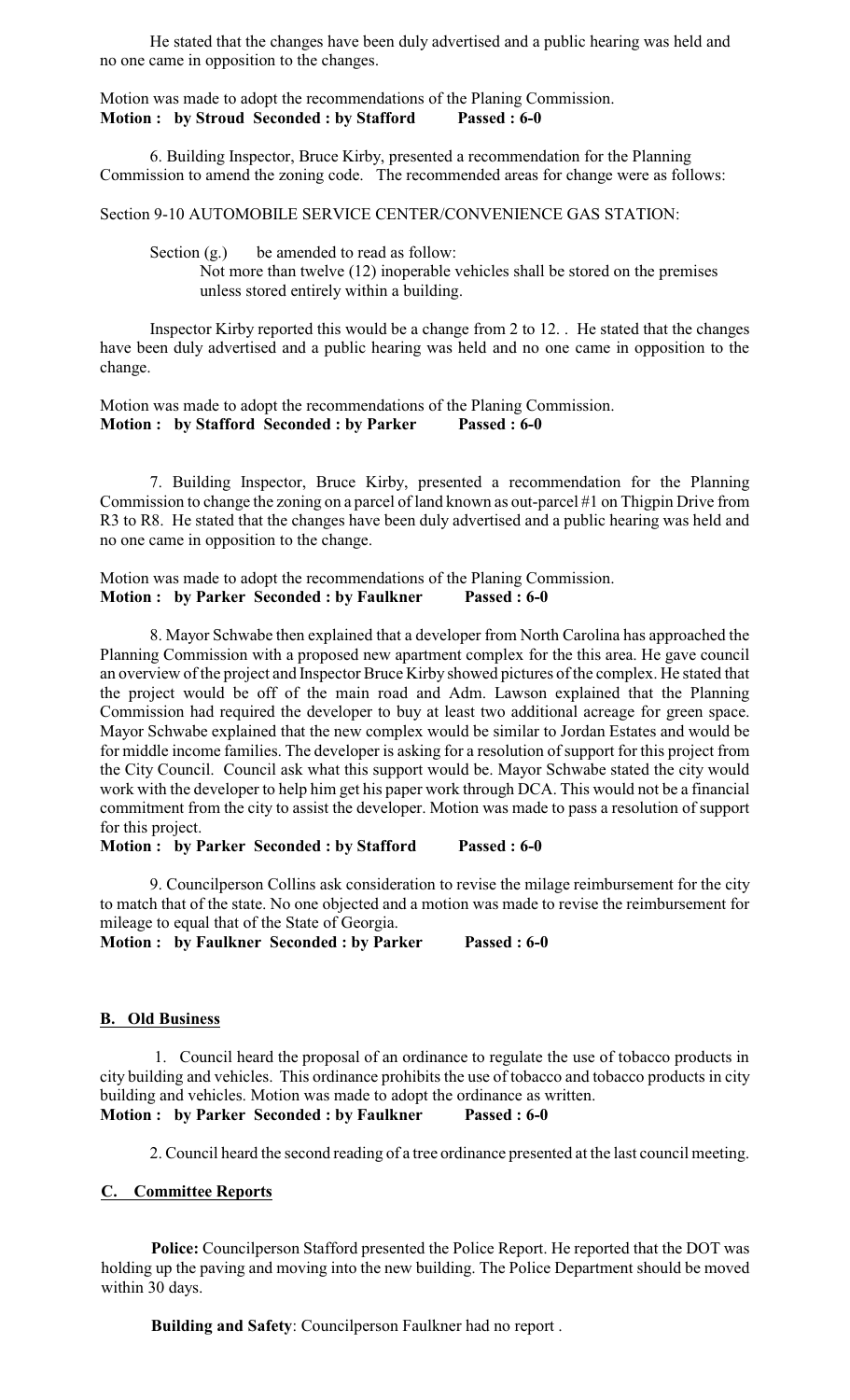He stated that the changes have been duly advertised and a public hearing was held and no one came in opposition to the changes.

Motion was made to adopt the recommendations of the Planing Commission.
**Motion : by Stroud Seconded : by Stafford Passed : 6-0**

6. Building Inspector, Bruce Kirby, presented a recommendation for the Planning Commission to amend the zoning code. The recommended areas for change were as follows:

Section 9-10 AUTOMOBILE SERVICE CENTER/CONVENIENCE GAS STATION:

Section (g.) be amended to read as follow:
Not more than twelve (12) inoperable vehicles shall be stored on the premises unless stored entirely within a building.

Inspector Kirby reported this would be a change from 2 to 12. . He stated that the changes have been duly advertised and a public hearing was held and no one came in opposition to the change.

Motion was made to adopt the recommendations of the Planing Commission.
**Motion : by Stafford Seconded : by Parker Passed : 6-0**

7. Building Inspector, Bruce Kirby, presented a recommendation for the Planning Commission to change the zoning on a parcel of land known as out-parcel #1 on Thigpin Drive from R3 to R8. He stated that the changes have been duly advertised and a public hearing was held and no one came in opposition to the change.

Motion was made to adopt the recommendations of the Planing Commission.
**Motion : by Parker Seconded : by Faulkner Passed : 6-0**

8. Mayor Schwabe then explained that a developer from North Carolina has approached the Planning Commission with a proposed new apartment complex for the this area. He gave council an overview of the project and Inspector Bruce Kirby showed pictures of the complex. He stated that the project would be off of the main road and Adm. Lawson explained that the Planning Commission had required the developer to buy at least two additional acreage for green space. Mayor Schwabe explained that the new complex would be similar to Jordan Estates and would be for middle income families. The developer is asking for a resolution of support for this project from the City Council. Council ask what this support would be. Mayor Schwabe stated the city would work with the developer to help him get his paper work through DCA. This would not be a financial commitment from the city to assist the developer. Motion was made to pass a resolution of support for this project.
**Motion : by Parker Seconded : by Stafford Passed : 6-0**

9. Councilperson Collins ask consideration to revise the milage reimbursement for the city to match that of the state. No one objected and a motion was made to revise the reimbursement for mileage to equal that of the State of Georgia.
**Motion : by Faulkner Seconded : by Parker Passed : 6-0**

## B. Old Business

1. Council heard the proposal of an ordinance to regulate the use of tobacco products in city building and vehicles. This ordinance prohibits the use of tobacco and tobacco products in city building and vehicles. Motion was made to adopt the ordinance as written.
**Motion : by Parker Seconded : by Faulkner Passed : 6-0**

2. Council heard the second reading of a tree ordinance presented at the last council meeting.

## C. Committee Reports

**Police:** Councilperson Stafford presented the Police Report. He reported that the DOT was holding up the paving and moving into the new building. The Police Department should be moved within 30 days.

**Building and Safety**: Councilperson Faulkner had no report .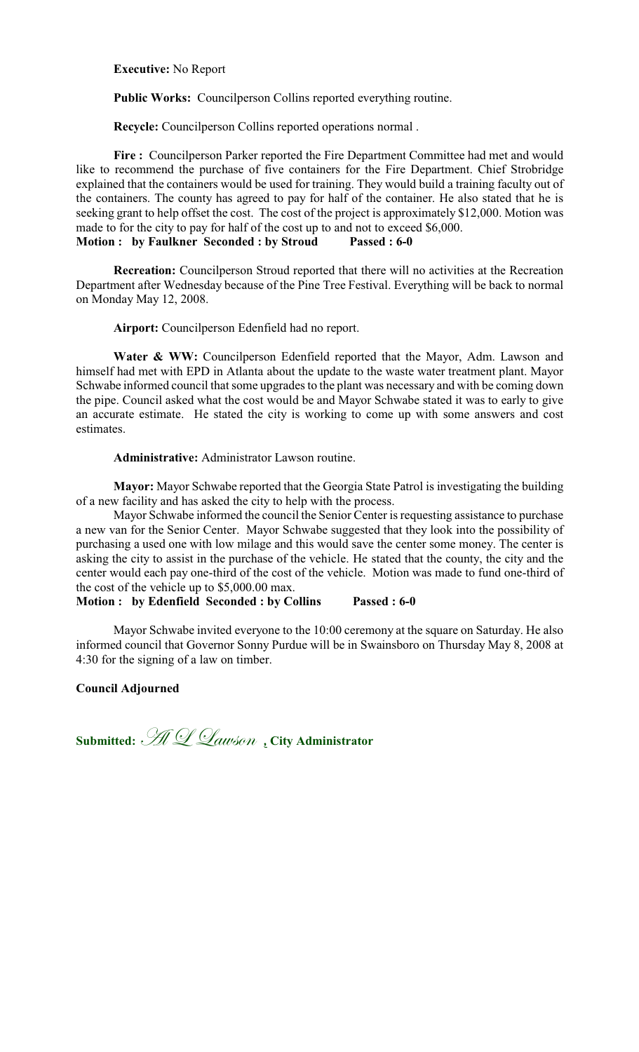**Executive:** No Report

**Public Works:** Councilperson Collins reported everything routine.

**Recycle:** Councilperson Collins reported operations normal .

**Fire :** Councilperson Parker reported the Fire Department Committee had met and would like to recommend the purchase of five containers for the Fire Department. Chief Strobridge explained that the containers would be used for training. They would build a training faculty out of the containers. The county has agreed to pay for half of the container. He also stated that he is seeking grant to help offset the cost. The cost of the project is approximately $12,000. Motion was made to for the city to pay for half of the cost up to and not to exceed $6,000.

**Motion : by Faulkner Seconded : by Stroud Passed : 6-0**

**Recreation:** Councilperson Stroud reported that there will no activities at the Recreation Department after Wednesday because of the Pine Tree Festival. Everything will be back to normal on Monday May 12, 2008.

**Airport:** Councilperson Edenfield had no report.

**Water & WW:** Councilperson Edenfield reported that the Mayor, Adm. Lawson and himself had met with EPD in Atlanta about the update to the waste water treatment plant. Mayor Schwabe informed council that some upgrades to the plant was necessary and with be coming down the pipe. Council asked what the cost would be and Mayor Schwabe stated it was to early to give an accurate estimate. He stated the city is working to come up with some answers and cost estimates.

**Administrative:** Administrator Lawson routine.

**Mayor:** Mayor Schwabe reported that the Georgia State Patrol is investigating the building of a new facility and has asked the city to help with the process.

Mayor Schwabe informed the council the Senior Center is requesting assistance to purchase a new van for the Senior Center. Mayor Schwabe suggested that they look into the possibility of purchasing a used one with low milage and this would save the center some money. The center is asking the city to assist in the purchase of the vehicle. He stated that the county, the city and the center would each pay one-third of the cost of the vehicle. Motion was made to fund one-third of the cost of the vehicle up to $5,000.00 max.

**Motion : by Edenfield Seconded : by Collins Passed : 6-0**

Mayor Schwabe invited everyone to the 10:00 ceremony at the square on Saturday. He also informed council that Governor Sonny Purdue will be in Swainsboro on Thursday May 8, 2008 at 4:30 for the signing of a law on timber.

**Council Adjourned**

**Submitted:** *Al L Lawson* **, City Administrator**